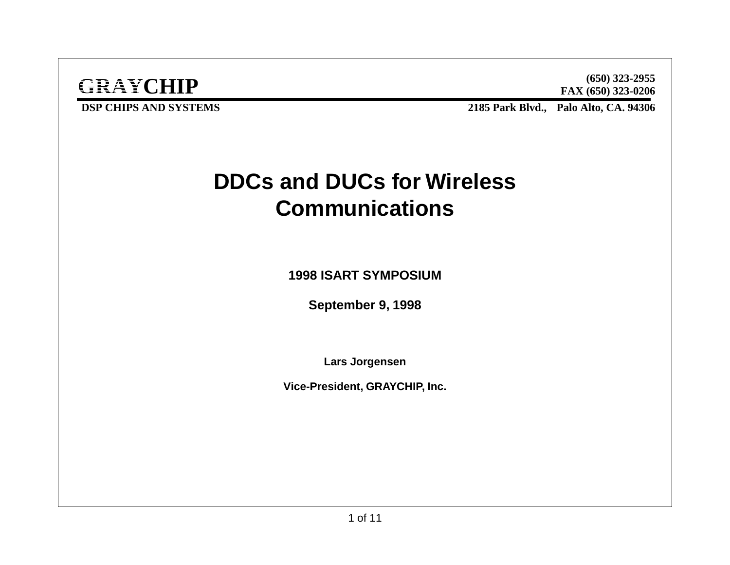**GRAYCHIP**

**DSP CHIPS AND SYSTEMS**

**(650) 323-2955**
**FAX (650) 323-0206**
**2185 Park Blvd., Palo Alto, CA. 94306**

# DDCs and DUCs for Wireless Communications

**1998 ISART SYMPOSIUM**

**September 9, 1998**

**Lars Jorgensen**

**Vice-President, GRAYCHIP, Inc.**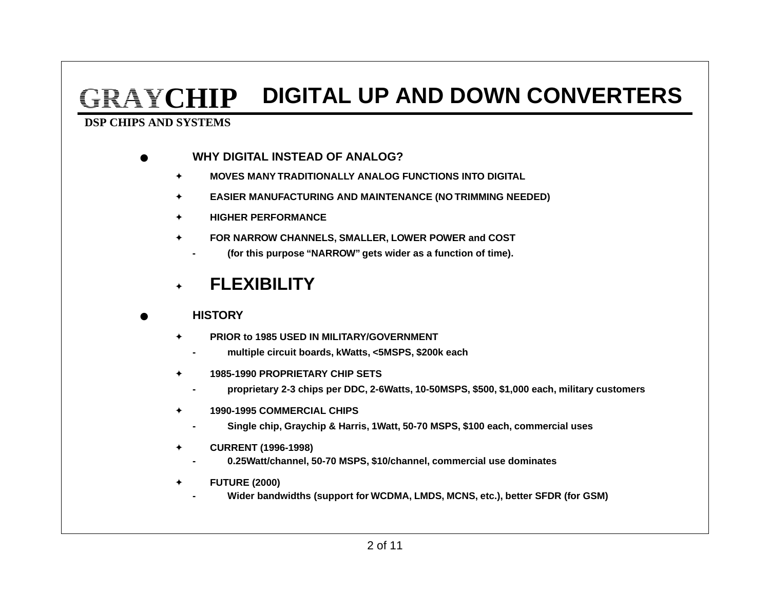# GRAYCHIP DIGITAL UP AND DOWN CONVERTERS

**DSP CHIPS AND SYSTEMS**

- **WHY DIGITAL INSTEAD OF ANALOG?**
  - **MOVES MANY TRADITIONALLY ANALOG FUNCTIONS INTO DIGITAL**
  - **EASIER MANUFACTURING AND MAINTENANCE (NO TRIMMING NEEDED)**
  - **HIGHER PERFORMANCE**
  - **FOR NARROW CHANNELS, SMALLER, LOWER POWER and COST**
    - **(for this purpose "NARROW" gets wider as a function of time).**
  - **FLEXIBILITY**
- **HISTORY**
  - **PRIOR to 1985 USED IN MILITARY/GOVERNMENT**
    - **multiple circuit boards, kWatts, <5MSPS, $200k each**
  - **1985-1990 PROPRIETARY CHIP SETS**
    - **proprietary 2-3 chips per DDC, 2-6Watts, 10-50MSPS, $500, $1,000 each, military customers**
  - **1990-1995 COMMERCIAL CHIPS**
    - **Single chip, Graychip & Harris, 1Watt, 50-70 MSPS, $100 each, commercial uses**
  - **CURRENT (1996-1998)**
    - **0.25Watt/channel, 50-70 MSPS, $10/channel, commercial use dominates**
  - **FUTURE (2000)**
    - **Wider bandwidths (support for WCDMA, LMDS, MCNS, etc.), better SFDR (for GSM)**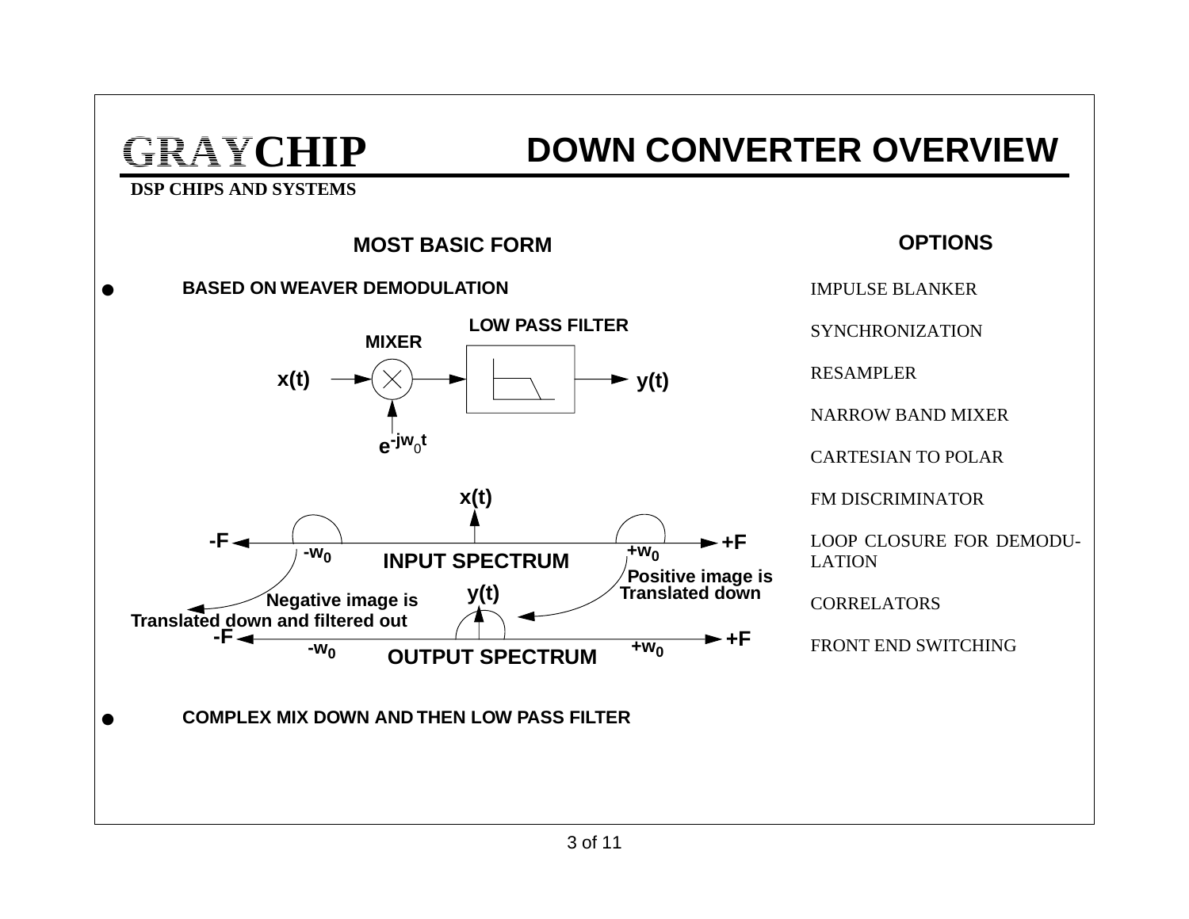# GRAYCHIP

**DSP CHIPS AND SYSTEMS**

# DOWN CONVERTER OVERVIEW

## MOST BASIC FORM

- **BASED ON WEAVER DEMODULATION**

MIXER

LOW PASS FILTER

x(t)

y(t)

$e^{-jw_0 t}$

x(t)

-F

+F

$-w_0$

$+w_0$

INPUT SPECTRUM

Positive image is Translated down

y(t)

Negative image is Translated down and filtered out

-F

+F

$-w_0$

$+w_0$

OUTPUT SPECTRUM

- **COMPLEX MIX DOWN AND THEN LOW PASS FILTER**

## OPTIONS

IMPULSE BLANKER

SYNCHRONIZATION

RESAMPLER

NARROW BAND MIXER

CARTESIAN TO POLAR

FM DISCRIMINATOR

LOOP CLOSURE FOR DEMODULATION

CORRELATORS

FRONT END SWITCHING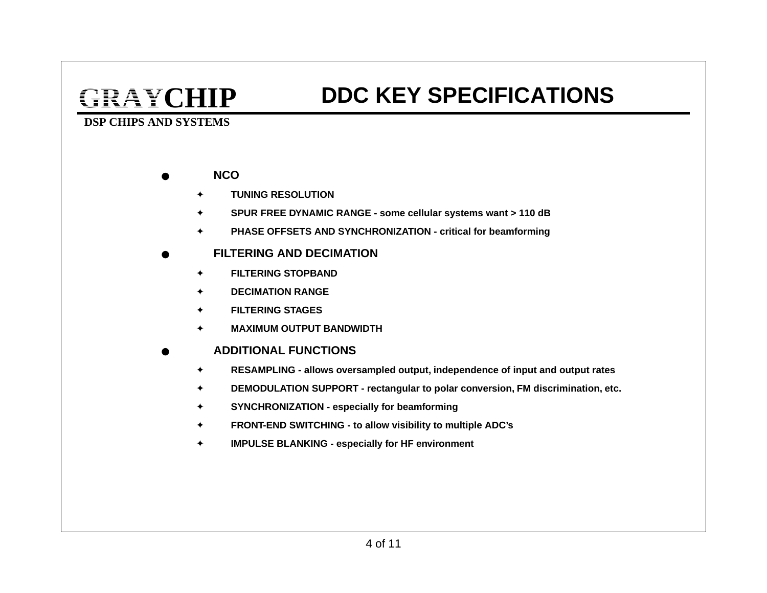GRAYCHIP

DSP CHIPS AND SYSTEMS

# DDC KEY SPECIFICATIONS

- **NCO**
  - **TUNING RESOLUTION**
  - **SPUR FREE DYNAMIC RANGE - some cellular systems want > 110 dB**
  - **PHASE OFFSETS AND SYNCHRONIZATION - critical for beamforming**
- **FILTERING AND DECIMATION**
  - **FILTERING STOPBAND**
  - **DECIMATION RANGE**
  - **FILTERING STAGES**
  - **MAXIMUM OUTPUT BANDWIDTH**
- **ADDITIONAL FUNCTIONS**
  - **RESAMPLING - allows oversampled output, independence of input and output rates**
  - **DEMODULATION SUPPORT - rectangular to polar conversion, FM discrimination, etc.**
  - **SYNCHRONIZATION - especially for beamforming**
  - **FRONT-END SWITCHING - to allow visibility to multiple ADC's**
  - **IMPULSE BLANKING - especially for HF environment**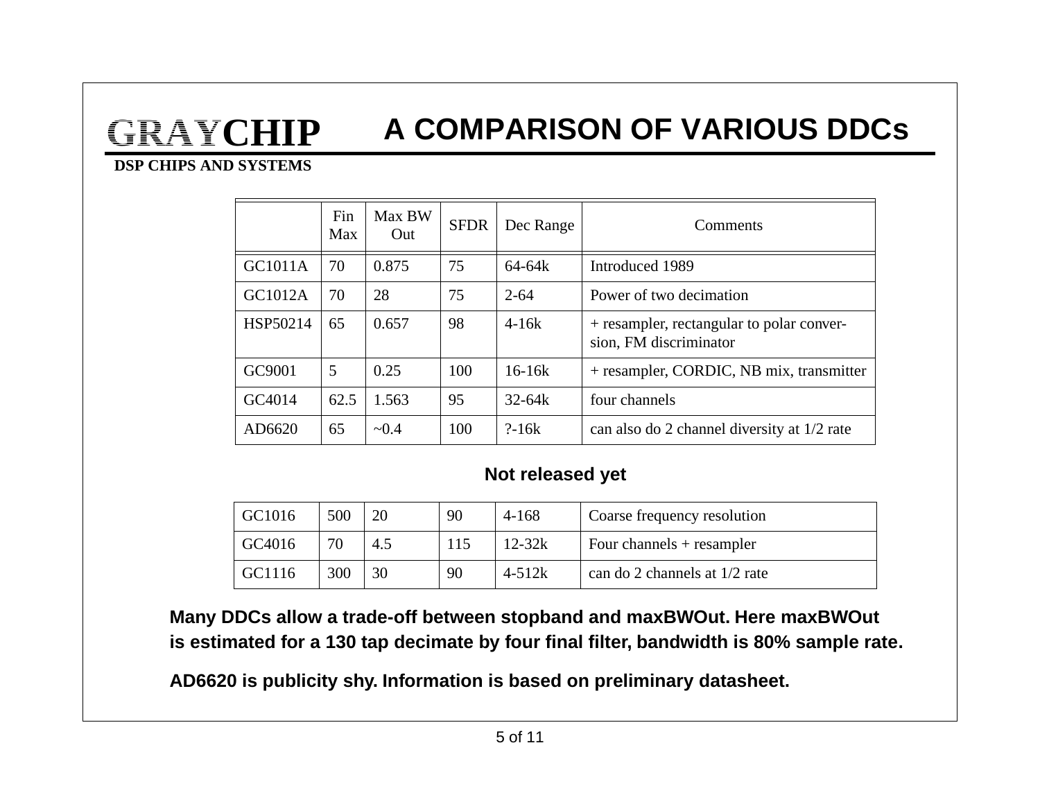**GRAYCHIP**

**DSP CHIPS AND SYSTEMS**

# A COMPARISON OF VARIOUS DDCs

| | Fin Max | Max BW Out | SFDR | Dec Range | Comments |
|---|---|---|---|---|---|
| GC1011A | 70 | 0.875 | 75 | 64-64k | Introduced 1989 |
| GC1012A | 70 | 28 | 75 | 2-64 | Power of two decimation |
| HSP50214 | 65 | 0.657 | 98 | 4-16k | + resampler, rectangular to polar conversion, FM discriminator |
| GC9001 | 5 | 0.25 | 100 | 16-16k | + resampler, CORDIC, NB mix, transmitter |
| GC4014 | 62.5 | 1.563 | 95 | 32-64k | four channels |
| AD6620 | 65 | ~0.4 | 100 | ?-16k | can also do 2 channel diversity at 1/2 rate |

**Not released yet**

| | Fin Max | Max BW Out | SFDR | Dec Range | Comments |
|---|---|---|---|---|---|
| GC1016 | 500 | 20 | 90 | 4-168 | Coarse frequency resolution |
| GC4016 | 70 | 4.5 | 115 | 12-32k | Four channels + resampler |
| GC1116 | 300 | 30 | 90 | 4-512k | can do 2 channels at 1/2 rate |

**Many DDCs allow a trade-off between stopband and maxBWOut. Here maxBWOut is estimated for a 130 tap decimate by four final filter, bandwidth is 80% sample rate.**

**AD6620 is publicity shy. Information is based on preliminary datasheet.**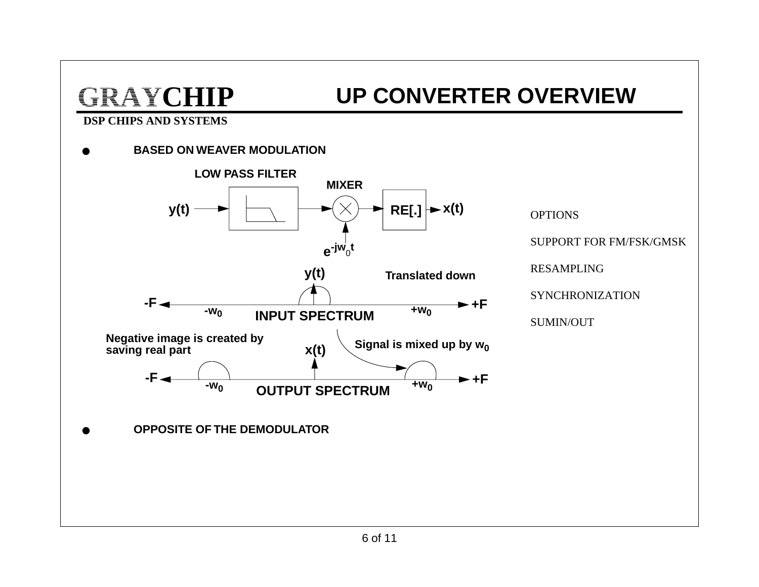**GRAYCHIP**

**DSP CHIPS AND SYSTEMS**

# UP CONVERTER OVERVIEW

- **BASED ON WEAVER MODULATION**

LOW PASS FILTER

MIXER

y(t) → [LOW PASS FILTER] → MIXER → RE[.] → x(t)

$e^{-jw_0 t}$

y(t)

Translated down

-F  $-w_0$  INPUT SPECTRUM  $+w_0$  +F

Negative image is created by saving real part

x(t)

Signal is mixed up by $w_0$

-F  $-w_0$  OUTPUT SPECTRUM  $+w_0$  +F

- **OPPOSITE OF THE DEMODULATOR**

OPTIONS

SUPPORT FOR FM/FSK/GMSK

RESAMPLING

SYNCHRONIZATION

SUMIN/OUT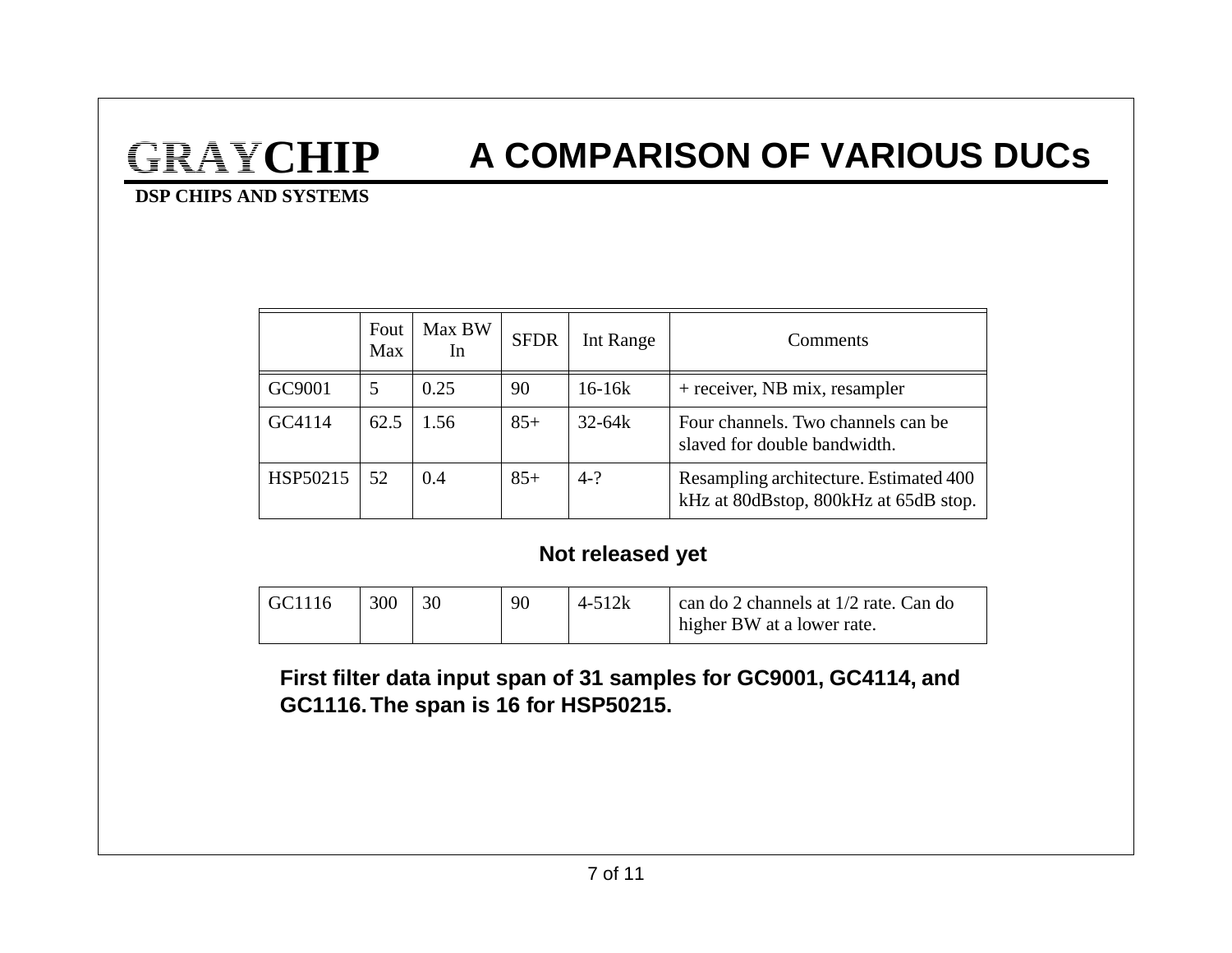**GRAYCHIP**
**DSP CHIPS AND SYSTEMS**

# A COMPARISON OF VARIOUS DUCs

| | Fout Max | Max BW In | SFDR | Int Range | Comments |
|---|---|---|---|---|---|
| GC9001 | 5 | 0.25 | 90 | 16-16k | + receiver, NB mix, resampler |
| GC4114 | 62.5 | 1.56 | 85+ | 32-64k | Four channels. Two channels can be slaved for double bandwidth. |
| HSP50215 | 52 | 0.4 | 85+ | 4-? | Resampling architecture. Estimated 400 kHz at 80dBstop, 800kHz at 65dB stop. |

**Not released yet**

| | | | | | |
|---|---|---|---|---|---|
| GC1116 | 300 | 30 | 90 | 4-512k | can do 2 channels at 1/2 rate. Can do higher BW at a lower rate. |

**First filter data input span of 31 samples for GC9001, GC4114, and GC1116. The span is 16 for HSP50215.**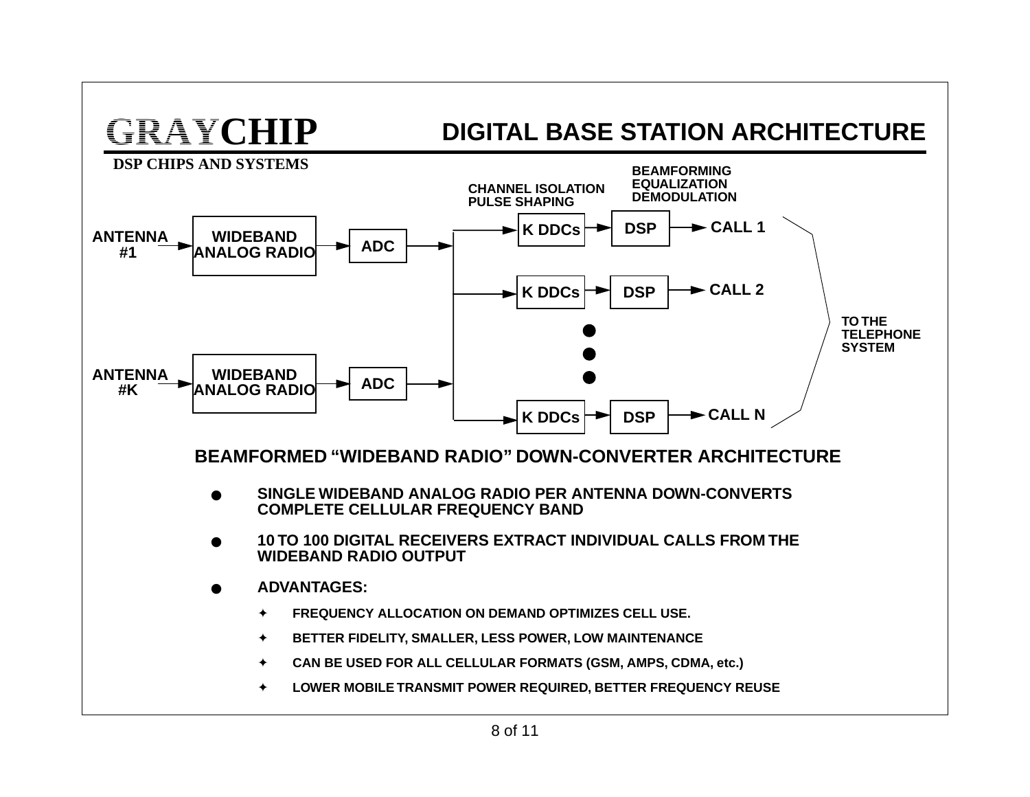**GRAYCHIP**

**DSP CHIPS AND SYSTEMS**

# DIGITAL BASE STATION ARCHITECTURE

ANTENNA #1 → WIDEBAND ANALOG RADIO → ADC

ANTENNA #K → WIDEBAND ANALOG RADIO → ADC

CHANNEL ISOLATION PULSE SHAPING

BEAMFORMING EQUALIZATION DEMODULATION

K DDCs → DSP → CALL 1

K DDCs → DSP → CALL 2

K DDCs → DSP → CALL N

TO THE TELEPHONE SYSTEM

## BEAMFORMED “WIDEBAND RADIO” DOWN-CONVERTER ARCHITECTURE

- **SINGLE WIDEBAND ANALOG RADIO PER ANTENNA DOWN-CONVERTS COMPLETE CELLULAR FREQUENCY BAND**
- **10 TO 100 DIGITAL RECEIVERS EXTRACT INDIVIDUAL CALLS FROM THE WIDEBAND RADIO OUTPUT**
- **ADVANTAGES:**
  - FREQUENCY ALLOCATION ON DEMAND OPTIMIZES CELL USE.
  - BETTER FIDELITY, SMALLER, LESS POWER, LOW MAINTENANCE
  - CAN BE USED FOR ALL CELLULAR FORMATS (GSM, AMPS, CDMA, etc.)
  - LOWER MOBILE TRANSMIT POWER REQUIRED, BETTER FREQUENCY REUSE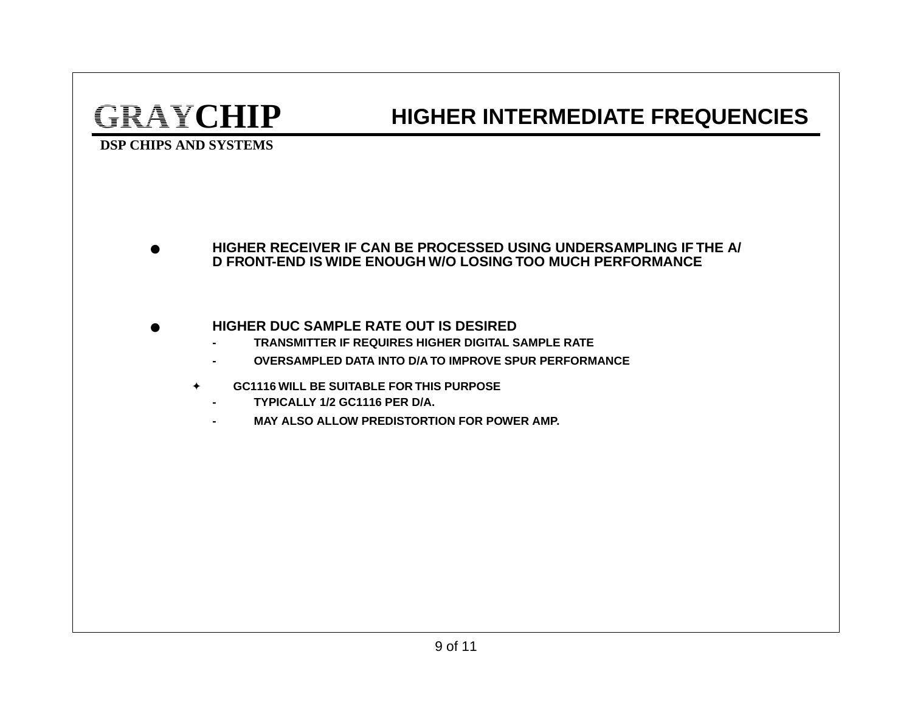**GRAYCHIP**

**DSP CHIPS AND SYSTEMS**

# HIGHER INTERMEDIATE FREQUENCIES

- **HIGHER RECEIVER IF CAN BE PROCESSED USING UNDERSAMPLING IF THE A/D FRONT-END IS WIDE ENOUGH W/O LOSING TOO MUCH PERFORMANCE**

- **HIGHER DUC SAMPLE RATE OUT IS DESIRED**
  - **TRANSMITTER IF REQUIRES HIGHER DIGITAL SAMPLE RATE**
  - **OVERSAMPLED DATA INTO D/A TO IMPROVE SPUR PERFORMANCE**

✦ **GC1116 WILL BE SUITABLE FOR THIS PURPOSE**
  - **TYPICALLY 1/2 GC1116 PER D/A.**
  - **MAY ALSO ALLOW PREDISTORTION FOR POWER AMP.**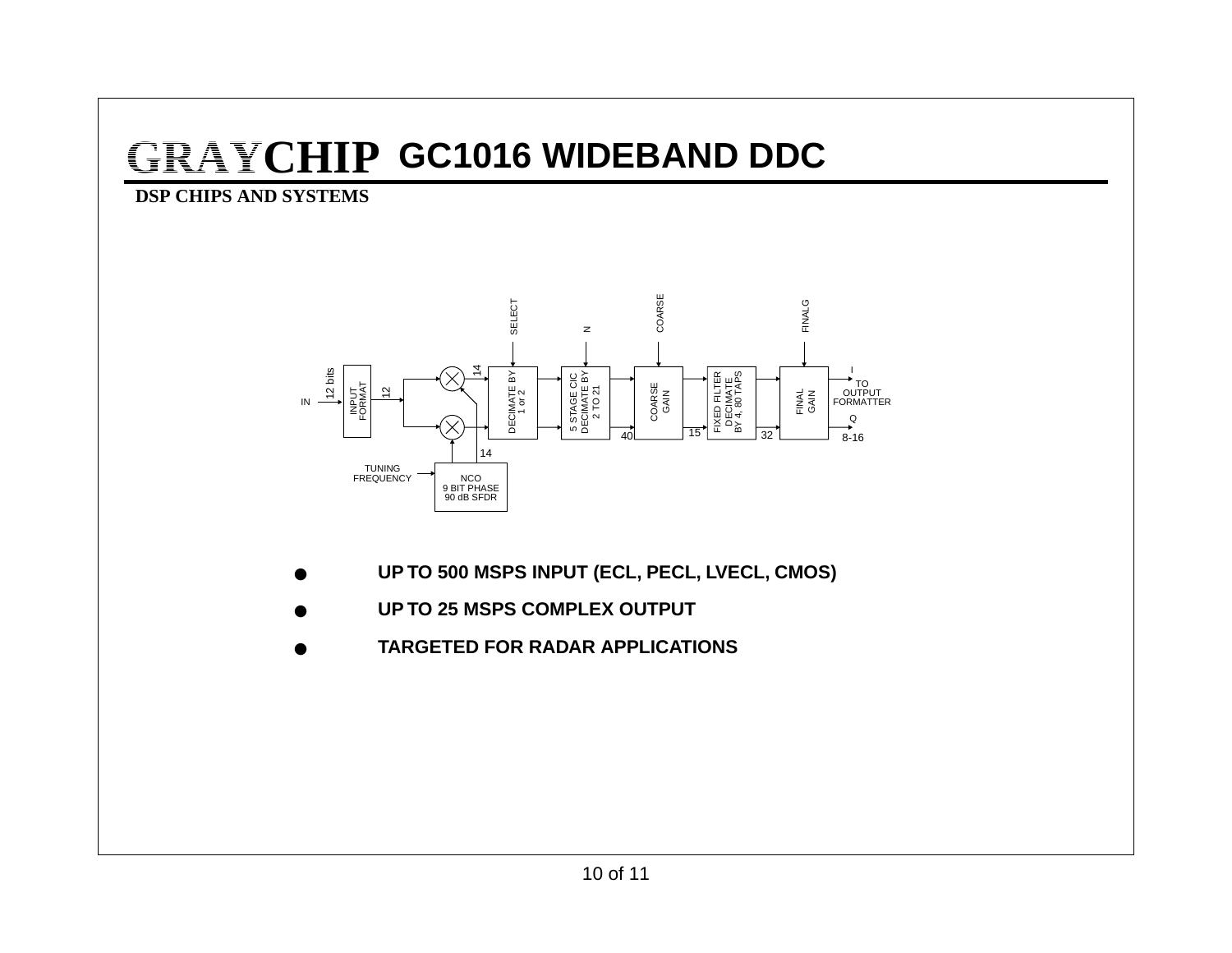# GRAYCHIP GC1016 WIDEBAND DDC

**DSP CHIPS AND SYSTEMS**

- **UP TO 500 MSPS INPUT (ECL, PECL, LVECL, CMOS)**
- **UP TO 25 MSPS COMPLEX OUTPUT**
- **TARGETED FOR RADAR APPLICATIONS**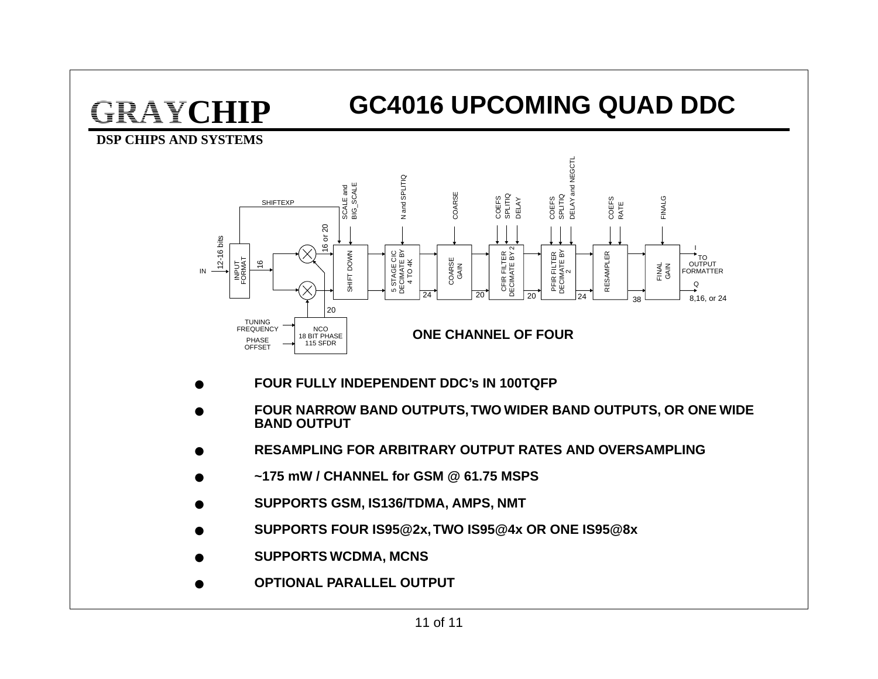# GRAYCHIP

**DSP CHIPS AND SYSTEMS**

# GC4016 UPCOMING QUAD DDC

IN
12-16 bits
INPUT FORMAT
16
SHIFTEXP
16 or 20
SCALE and BIG_SCALE
SHIFT DOWN
N and SPLITIQ
5 STAGE CIC DECIMATE BY 4 TO 4K
24
COARSE
COARSE GAIN
20
COEFS SPLITIQ DELAY
CFIR FILTER DECIMATE BY 2
20
COEFS SPLITIQ DELAY and NEGCTL
PFIR FILTER DECIMATE BY 2
24
COEFS RATE
RESAMPLER
38
FINALG
FINAL GAIN
I
Q
TO OUTPUT FORMATTER
8,16, or 24
20
TUNING FREQUENCY
PHASE OFFSET
NCO 18 BIT PHASE 115 SFDR

**ONE CHANNEL OF FOUR**

- **FOUR FULLY INDEPENDENT DDC's IN 100TQFP**
- **FOUR NARROW BAND OUTPUTS, TWO WIDER BAND OUTPUTS, OR ONE WIDE BAND OUTPUT**
- **RESAMPLING FOR ARBITRARY OUTPUT RATES AND OVERSAMPLING**
- **~175 mW / CHANNEL for GSM @ 61.75 MSPS**
- **SUPPORTS GSM, IS136/TDMA, AMPS, NMT**
- **SUPPORTS FOUR IS95@2x, TWO IS95@4x OR ONE IS95@8x**
- **SUPPORTS WCDMA, MCNS**
- **OPTIONAL PARALLEL OUTPUT**